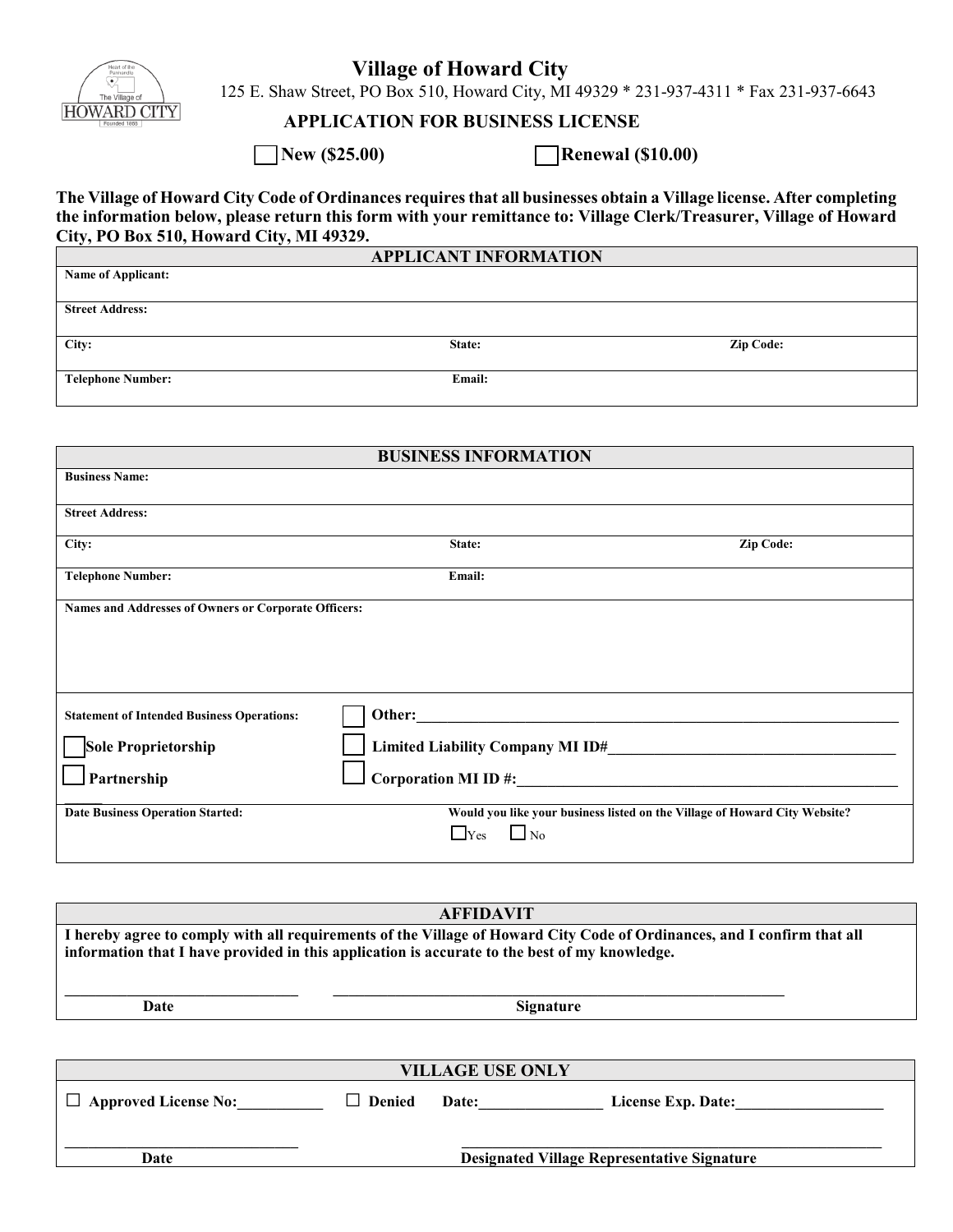# Village of Howard City

125 E. Shaw Street, PO Box 510, Howard City, MI 49329 * 231-937-4311 * Fax 231-937-6643

## APPLICATION FOR BUSINESS LICENSE

☐ **New ($25.00)** ☐ **Renewal ($10.00)**

**The Village of Howard City Code of Ordinances requires that all businesses obtain a Village license. After completing the information below, please return this form with your remittance to: Village Clerk/Treasurer, Village of Howard City, PO Box 510, Howard City, MI 49329.**

| APPLICANT INFORMATION | | |
|---|---|---|
| **Name of Applicant:** | | |
| **Street Address:** | | |
| **City:** | **State:** | **Zip Code:** |
| **Telephone Number:** | **Email:** | |

| BUSINESS INFORMATION | | |
|---|---|---|
| **Business Name:** | | |
| **Street Address:** | | |
| **City:** | **State:** | **Zip Code:** |
| **Telephone Number:** | **Email:** | |
| **Names and Addresses of Owners or Corporate Officers:** | | |
| **Statement of Intended Business Operations:** | ☐ **Other:**_______________ | |
| ☐ **Sole Proprietorship** | ☐ **Limited Liability Company MI ID#**_______________ | |
| ☐ **Partnership** | ☐ **Corporation MI ID #:**_______________ | |
| **Date Business Operation Started:** | **Would you like your business listed on the Village of Howard City Website?** ☐ Yes ☐ No | |

| AFFIDAVIT |
|---|
| **I hereby agree to comply with all requirements of the Village of Howard City Code of Ordinances, and I confirm that all information that I have provided in this application is accurate to the best of my knowledge.** |
| _______________ **Date** _______________ **Signature** |

| VILLAGE USE ONLY |
|---|
| ☐ **Approved License No:**___________ ☐ **Denied** **Date:**_______________ **License Exp. Date:**_______________ |
| _______________ **Date** _______________ **Designated Village Representative Signature** |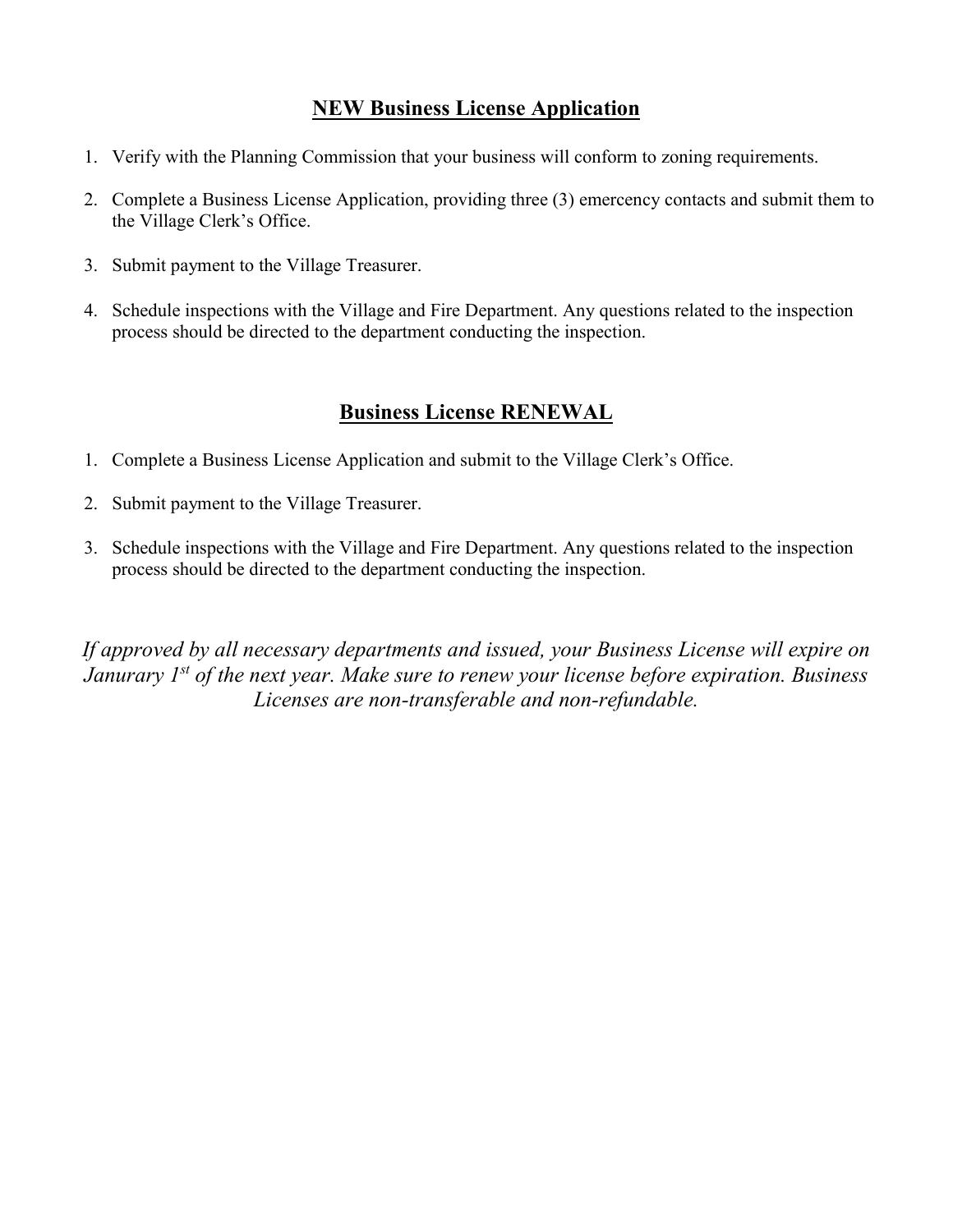## <u>NEW Business License Application</u>

1. Verify with the Planning Commission that your business will conform to zoning requirements.
2. Complete a Business License Application, providing three (3) emercency contacts and submit them to the Village Clerk's Office.
3. Submit payment to the Village Treasurer.
4. Schedule inspections with the Village and Fire Department. Any questions related to the inspection process should be directed to the department conducting the inspection.

## <u>Business License RENEWAL</u>

1. Complete a Business License Application and submit to the Village Clerk's Office.
2. Submit payment to the Village Treasurer.
3. Schedule inspections with the Village and Fire Department. Any questions related to the inspection process should be directed to the department conducting the inspection.

*If approved by all necessary departments and issued, your Business License will expire on Janurary 1st of the next year. Make sure to renew your license before expiration. Business Licenses are non-transferable and non-refundable.*